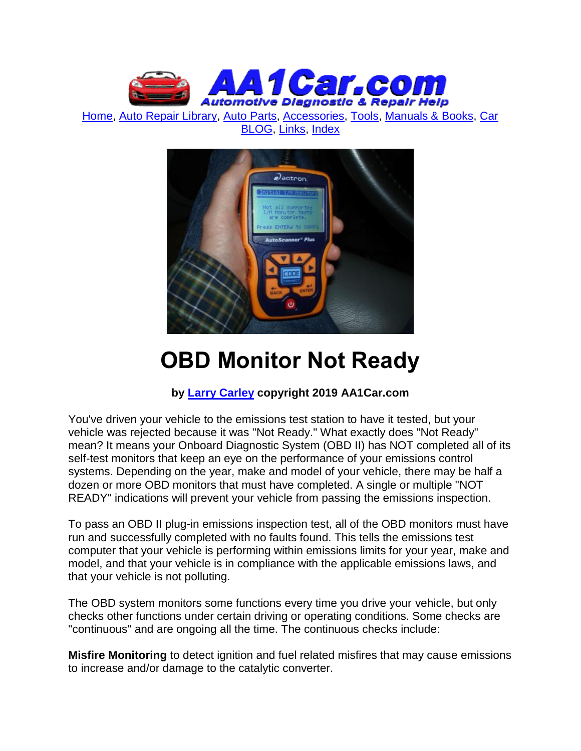Home, Auto Repair Library, Auto Parts, Accessories, Tools, Manuals & Books, Car BLOG, Links, Index

# OBD Monitor Not Ready

**by Larry Carley copyright 2019 AA1Car.com**

You've driven your vehicle to the emissions test station to have it tested, but your vehicle was rejected because it was "Not Ready." What exactly does "Not Ready" mean? It means your Onboard Diagnostic System (OBD II) has NOT completed all of its self-test monitors that keep an eye on the performance of your emissions control systems. Depending on the year, make and model of your vehicle, there may be half a dozen or more OBD monitors that must have completed. A single or multiple "NOT READY" indications will prevent your vehicle from passing the emissions inspection.

To pass an OBD II plug-in emissions inspection test, all of the OBD monitors must have run and successfully completed with no faults found. This tells the emissions test computer that your vehicle is performing within emissions limits for your year, make and model, and that your vehicle is in compliance with the applicable emissions laws, and that your vehicle is not polluting.

The OBD system monitors some functions every time you drive your vehicle, but only checks other functions under certain driving or operating conditions. Some checks are "continuous" and are ongoing all the time. The continuous checks include:

**Misfire Monitoring** to detect ignition and fuel related misfires that may cause emissions to increase and/or damage to the catalytic converter.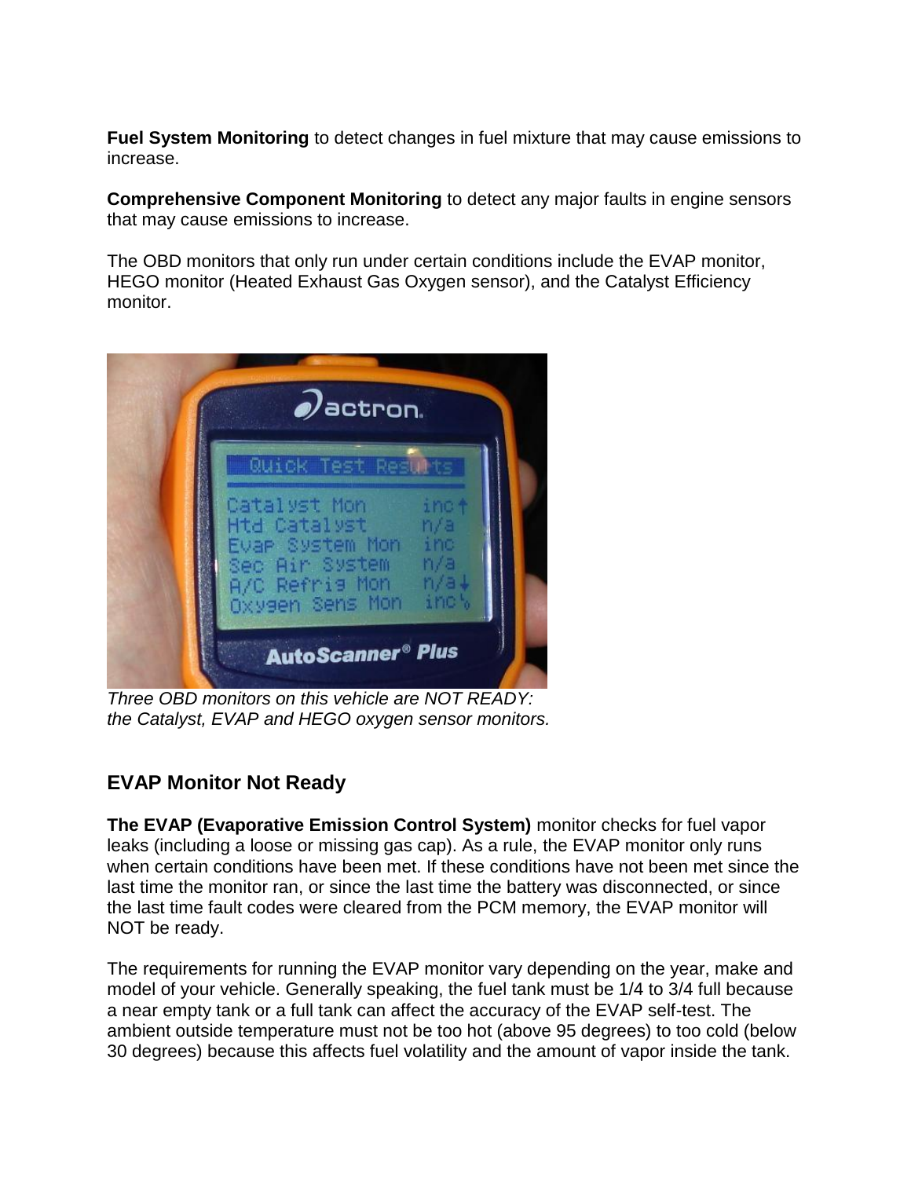**Fuel System Monitoring** to detect changes in fuel mixture that may cause emissions to increase.

**Comprehensive Component Monitoring** to detect any major faults in engine sensors that may cause emissions to increase.

The OBD monitors that only run under certain conditions include the EVAP monitor, HEGO monitor (Heated Exhaust Gas Oxygen sensor), and the Catalyst Efficiency monitor.

*Three OBD monitors on this vehicle are NOT READY: the Catalyst, EVAP and HEGO oxygen sensor monitors.*

## EVAP Monitor Not Ready

**The EVAP (Evaporative Emission Control System)** monitor checks for fuel vapor leaks (including a loose or missing gas cap). As a rule, the EVAP monitor only runs when certain conditions have been met. If these conditions have not been met since the last time the monitor ran, or since the last time the battery was disconnected, or since the last time fault codes were cleared from the PCM memory, the EVAP monitor will NOT be ready.

The requirements for running the EVAP monitor vary depending on the year, make and model of your vehicle. Generally speaking, the fuel tank must be 1/4 to 3/4 full because a near empty tank or a full tank can affect the accuracy of the EVAP self-test. The ambient outside temperature must not be too hot (above 95 degrees) to too cold (below 30 degrees) because this affects fuel volatility and the amount of vapor inside the tank.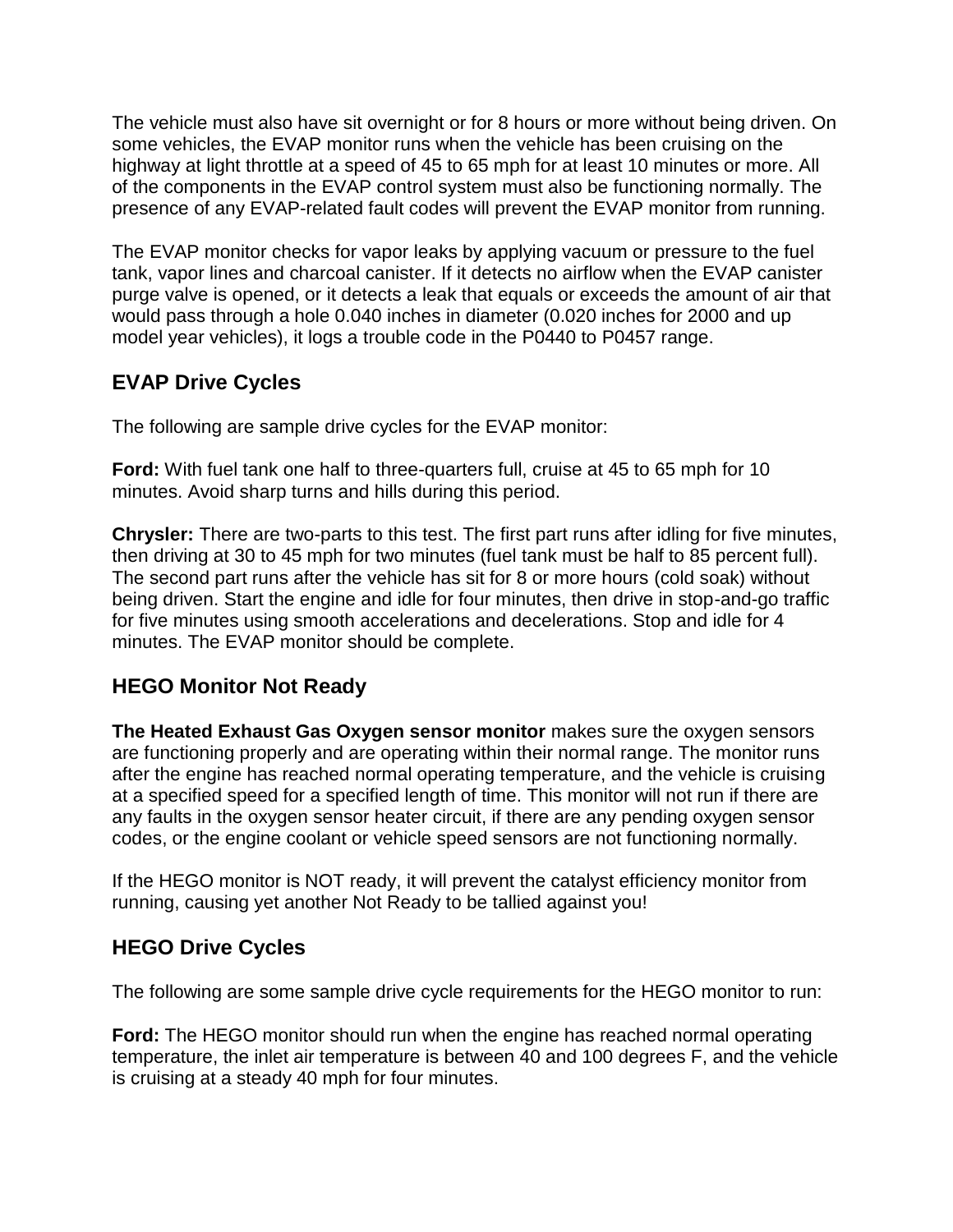The vehicle must also have sit overnight or for 8 hours or more without being driven. On some vehicles, the EVAP monitor runs when the vehicle has been cruising on the highway at light throttle at a speed of 45 to 65 mph for at least 10 minutes or more. All of the components in the EVAP control system must also be functioning normally. The presence of any EVAP-related fault codes will prevent the EVAP monitor from running.

The EVAP monitor checks for vapor leaks by applying vacuum or pressure to the fuel tank, vapor lines and charcoal canister. If it detects no airflow when the EVAP canister purge valve is opened, or it detects a leak that equals or exceeds the amount of air that would pass through a hole 0.040 inches in diameter (0.020 inches for 2000 and up model year vehicles), it logs a trouble code in the P0440 to P0457 range.

## EVAP Drive Cycles

The following are sample drive cycles for the EVAP monitor:

**Ford:** With fuel tank one half to three-quarters full, cruise at 45 to 65 mph for 10 minutes. Avoid sharp turns and hills during this period.

**Chrysler:** There are two-parts to this test. The first part runs after idling for five minutes, then driving at 30 to 45 mph for two minutes (fuel tank must be half to 85 percent full). The second part runs after the vehicle has sit for 8 or more hours (cold soak) without being driven. Start the engine and idle for four minutes, then drive in stop-and-go traffic for five minutes using smooth accelerations and decelerations. Stop and idle for 4 minutes. The EVAP monitor should be complete.

## HEGO Monitor Not Ready

**The Heated Exhaust Gas Oxygen sensor monitor** makes sure the oxygen sensors are functioning properly and are operating within their normal range. The monitor runs after the engine has reached normal operating temperature, and the vehicle is cruising at a specified speed for a specified length of time. This monitor will not run if there are any faults in the oxygen sensor heater circuit, if there are any pending oxygen sensor codes, or the engine coolant or vehicle speed sensors are not functioning normally.

If the HEGO monitor is NOT ready, it will prevent the catalyst efficiency monitor from running, causing yet another Not Ready to be tallied against you!

## HEGO Drive Cycles

The following are some sample drive cycle requirements for the HEGO monitor to run:

**Ford:** The HEGO monitor should run when the engine has reached normal operating temperature, the inlet air temperature is between 40 and 100 degrees F, and the vehicle is cruising at a steady 40 mph for four minutes.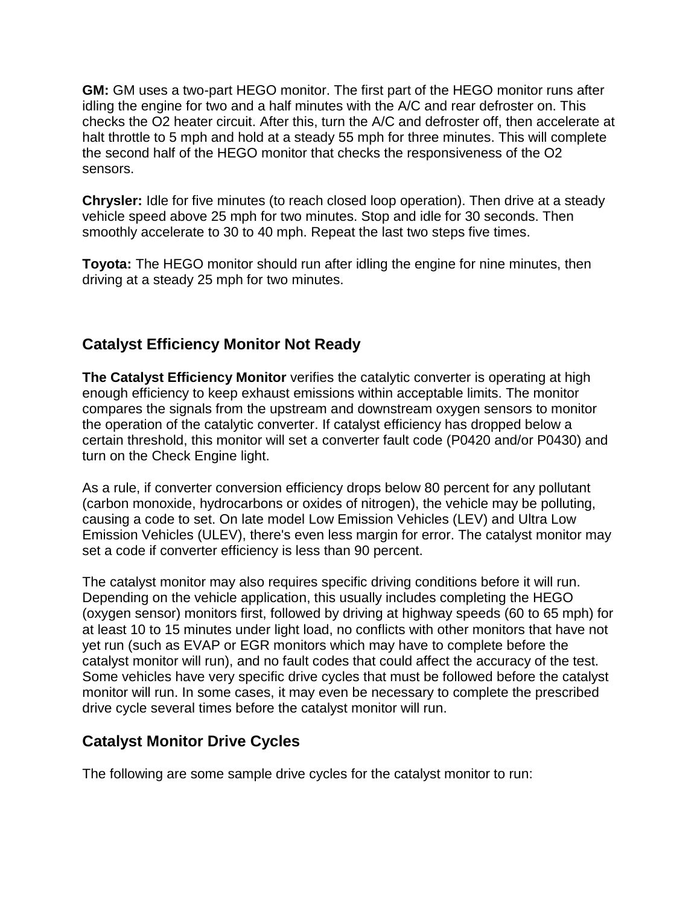**GM:** GM uses a two-part HEGO monitor. The first part of the HEGO monitor runs after idling the engine for two and a half minutes with the A/C and rear defroster on. This checks the O2 heater circuit. After this, turn the A/C and defroster off, then accelerate at halt throttle to 5 mph and hold at a steady 55 mph for three minutes. This will complete the second half of the HEGO monitor that checks the responsiveness of the O2 sensors.

**Chrysler:** Idle for five minutes (to reach closed loop operation). Then drive at a steady vehicle speed above 25 mph for two minutes. Stop and idle for 30 seconds. Then smoothly accelerate to 30 to 40 mph. Repeat the last two steps five times.

**Toyota:** The HEGO monitor should run after idling the engine for nine minutes, then driving at a steady 25 mph for two minutes.

## Catalyst Efficiency Monitor Not Ready

**The Catalyst Efficiency Monitor** verifies the catalytic converter is operating at high enough efficiency to keep exhaust emissions within acceptable limits. The monitor compares the signals from the upstream and downstream oxygen sensors to monitor the operation of the catalytic converter. If catalyst efficiency has dropped below a certain threshold, this monitor will set a converter fault code (P0420 and/or P0430) and turn on the Check Engine light.

As a rule, if converter conversion efficiency drops below 80 percent for any pollutant (carbon monoxide, hydrocarbons or oxides of nitrogen), the vehicle may be polluting, causing a code to set. On late model Low Emission Vehicles (LEV) and Ultra Low Emission Vehicles (ULEV), there's even less margin for error. The catalyst monitor may set a code if converter efficiency is less than 90 percent.

The catalyst monitor may also requires specific driving conditions before it will run. Depending on the vehicle application, this usually includes completing the HEGO (oxygen sensor) monitors first, followed by driving at highway speeds (60 to 65 mph) for at least 10 to 15 minutes under light load, no conflicts with other monitors that have not yet run (such as EVAP or EGR monitors which may have to complete before the catalyst monitor will run), and no fault codes that could affect the accuracy of the test. Some vehicles have very specific drive cycles that must be followed before the catalyst monitor will run. In some cases, it may even be necessary to complete the prescribed drive cycle several times before the catalyst monitor will run.

## Catalyst Monitor Drive Cycles

The following are some sample drive cycles for the catalyst monitor to run: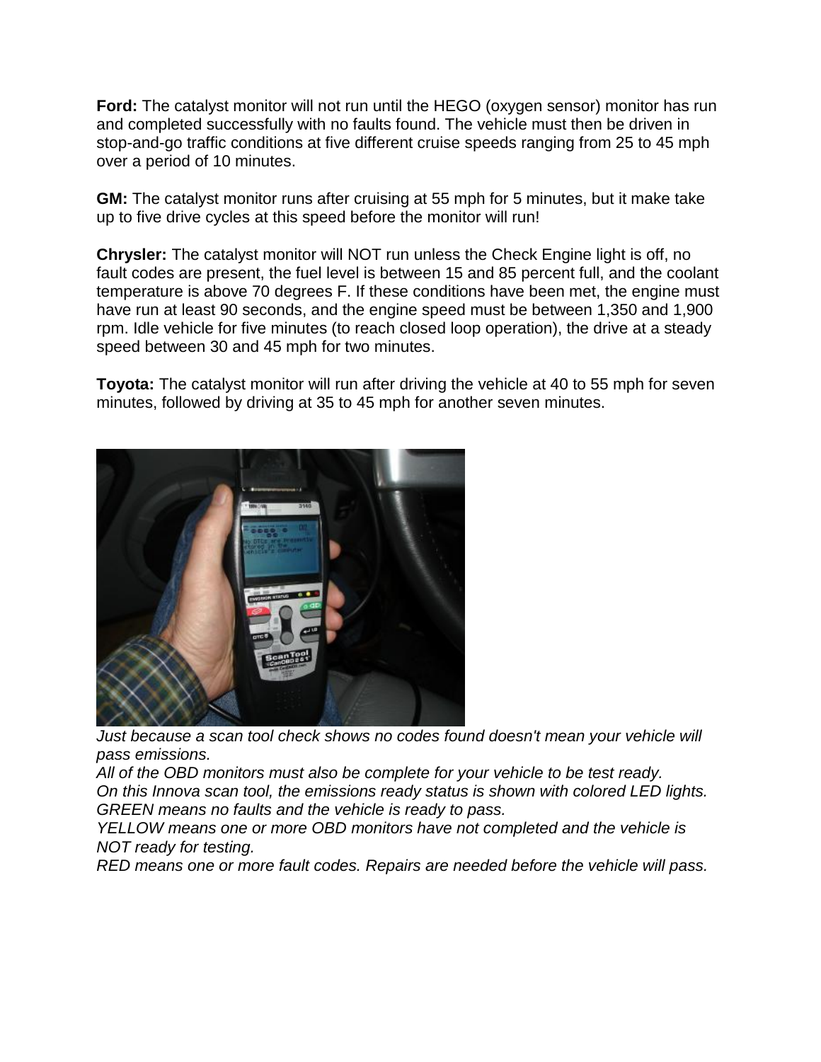**Ford:** The catalyst monitor will not run until the HEGO (oxygen sensor) monitor has run and completed successfully with no faults found. The vehicle must then be driven in stop-and-go traffic conditions at five different cruise speeds ranging from 25 to 45 mph over a period of 10 minutes.

**GM:** The catalyst monitor runs after cruising at 55 mph for 5 minutes, but it make take up to five drive cycles at this speed before the monitor will run!

**Chrysler:** The catalyst monitor will NOT run unless the Check Engine light is off, no fault codes are present, the fuel level is between 15 and 85 percent full, and the coolant temperature is above 70 degrees F. If these conditions have been met, the engine must have run at least 90 seconds, and the engine speed must be between 1,350 and 1,900 rpm. Idle vehicle for five minutes (to reach closed loop operation), the drive at a steady speed between 30 and 45 mph for two minutes.

**Toyota:** The catalyst monitor will run after driving the vehicle at 40 to 55 mph for seven minutes, followed by driving at 35 to 45 mph for another seven minutes.

*Just because a scan tool check shows no codes found doesn't mean your vehicle will pass emissions.*
*All of the OBD monitors must also be complete for your vehicle to be test ready.*
*On this Innova scan tool, the emissions ready status is shown with colored LED lights.*
*GREEN means no faults and the vehicle is ready to pass.*
*YELLOW means one or more OBD monitors have not completed and the vehicle is NOT ready for testing.*
*RED means one or more fault codes. Repairs are needed before the vehicle will pass.*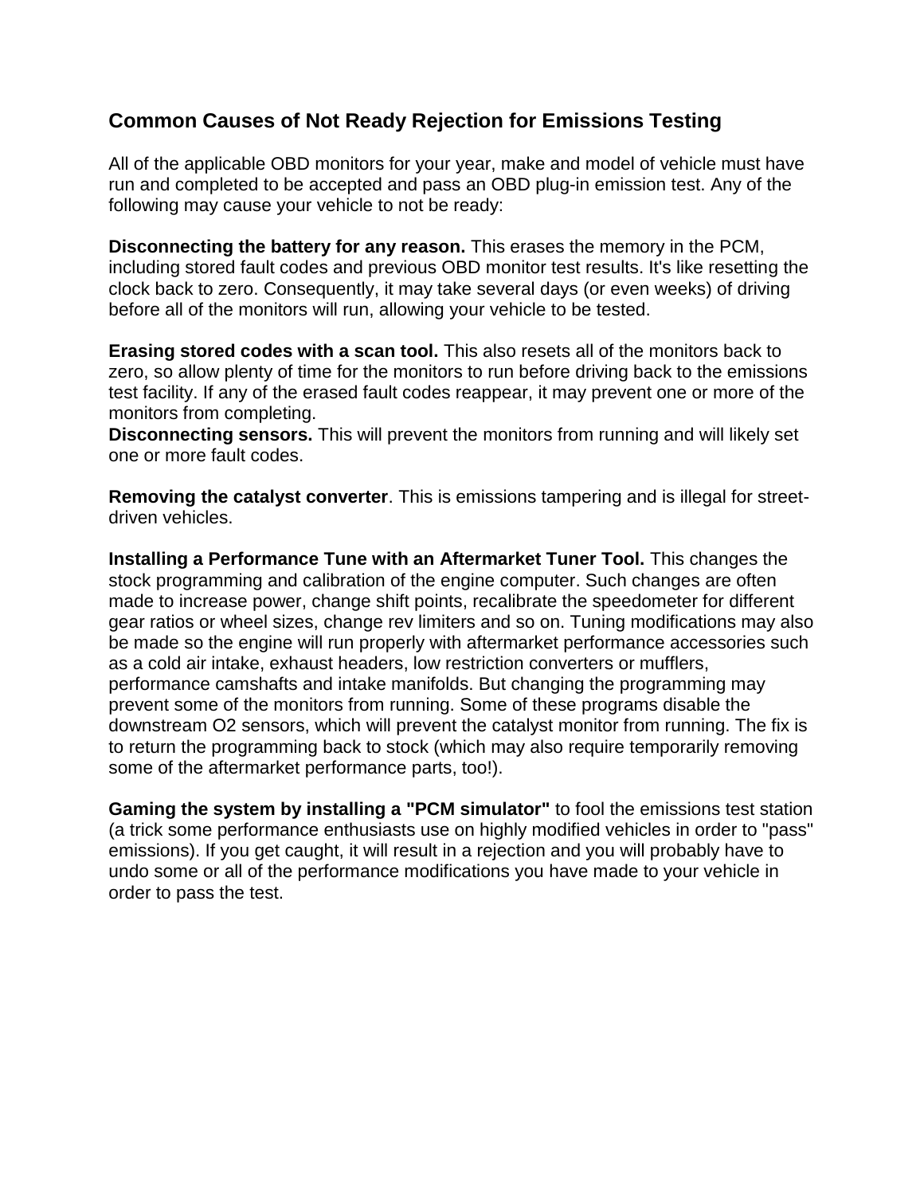## Common Causes of Not Ready Rejection for Emissions Testing

All of the applicable OBD monitors for your year, make and model of vehicle must have run and completed to be accepted and pass an OBD plug-in emission test. Any of the following may cause your vehicle to not be ready:

**Disconnecting the battery for any reason.** This erases the memory in the PCM, including stored fault codes and previous OBD monitor test results. It's like resetting the clock back to zero. Consequently, it may take several days (or even weeks) of driving before all of the monitors will run, allowing your vehicle to be tested.

**Erasing stored codes with a scan tool.** This also resets all of the monitors back to zero, so allow plenty of time for the monitors to run before driving back to the emissions test facility. If any of the erased fault codes reappear, it may prevent one or more of the monitors from completing.
**Disconnecting sensors.** This will prevent the monitors from running and will likely set one or more fault codes.

**Removing the catalyst converter**. This is emissions tampering and is illegal for street-driven vehicles.

**Installing a Performance Tune with an Aftermarket Tuner Tool.** This changes the stock programming and calibration of the engine computer. Such changes are often made to increase power, change shift points, recalibrate the speedometer for different gear ratios or wheel sizes, change rev limiters and so on. Tuning modifications may also be made so the engine will run properly with aftermarket performance accessories such as a cold air intake, exhaust headers, low restriction converters or mufflers, performance camshafts and intake manifolds. But changing the programming may prevent some of the monitors from running. Some of these programs disable the downstream O2 sensors, which will prevent the catalyst monitor from running. The fix is to return the programming back to stock (which may also require temporarily removing some of the aftermarket performance parts, too!).

**Gaming the system by installing a "PCM simulator"** to fool the emissions test station (a trick some performance enthusiasts use on highly modified vehicles in order to "pass" emissions). If you get caught, it will result in a rejection and you will probably have to undo some or all of the performance modifications you have made to your vehicle in order to pass the test.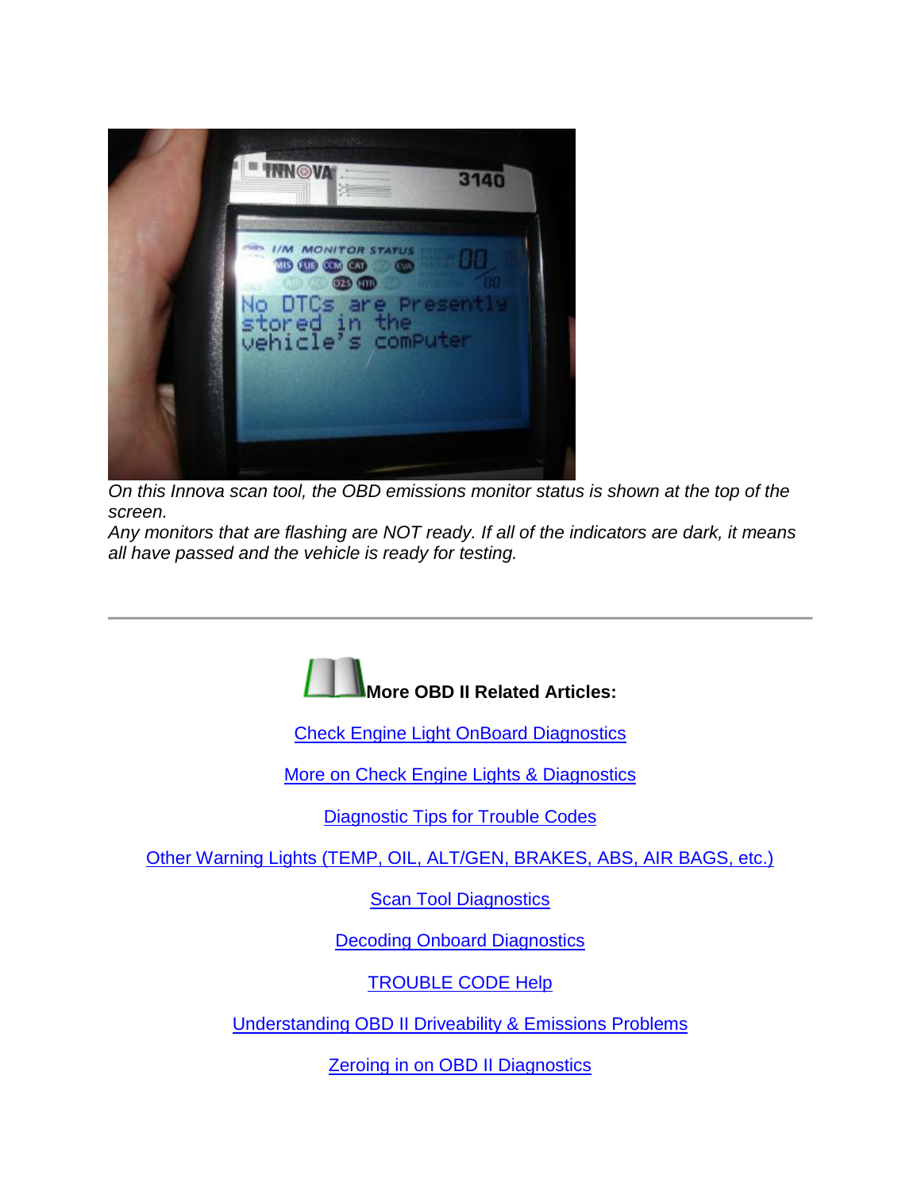*On this Innova scan tool, the OBD emissions monitor status is shown at the top of the screen.*
*Any monitors that are flashing are NOT ready. If all of the indicators are dark, it means all have passed and the vehicle is ready for testing.*

---

**More OBD II Related Articles:**

Check Engine Light OnBoard Diagnostics

More on Check Engine Lights & Diagnostics

Diagnostic Tips for Trouble Codes

Other Warning Lights (TEMP, OIL, ALT/GEN, BRAKES, ABS, AIR BAGS, etc.)

Scan Tool Diagnostics

Decoding Onboard Diagnostics

TROUBLE CODE Help

Understanding OBD II Driveability & Emissions Problems

Zeroing in on OBD II Diagnostics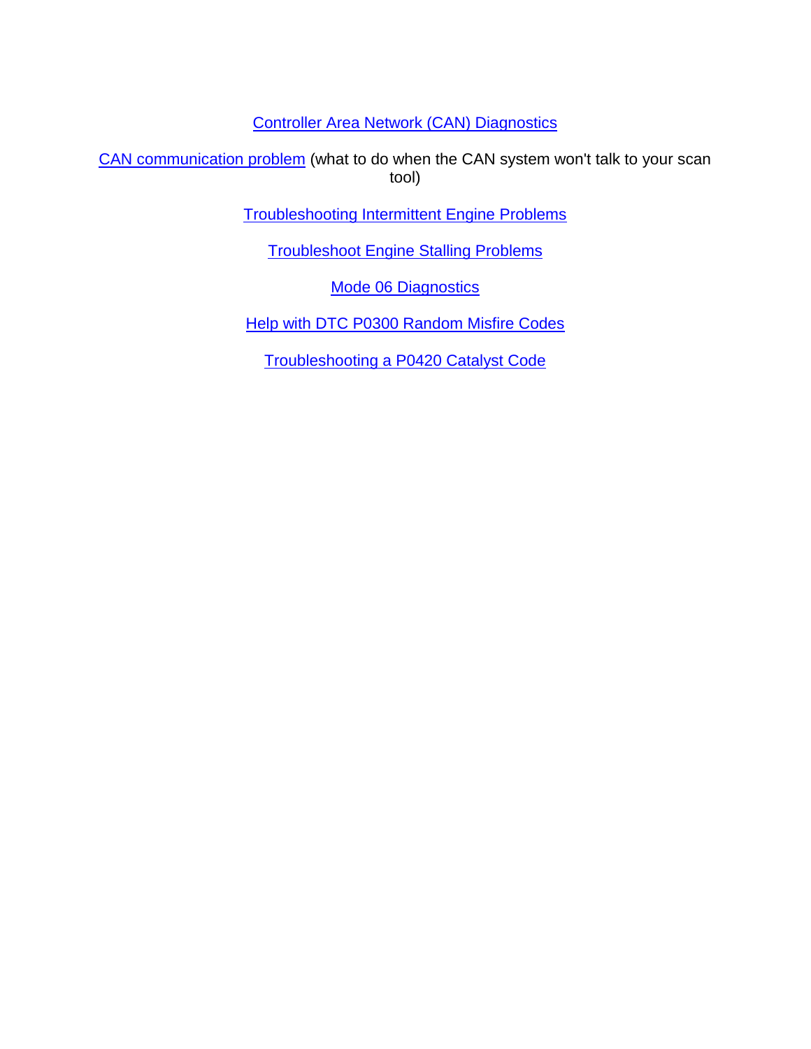Controller Area Network (CAN) Diagnostics

CAN communication problem (what to do when the CAN system won't talk to your scan tool)

Troubleshooting Intermittent Engine Problems

Troubleshoot Engine Stalling Problems

Mode 06 Diagnostics

Help with DTC P0300 Random Misfire Codes

Troubleshooting a P0420 Catalyst Code